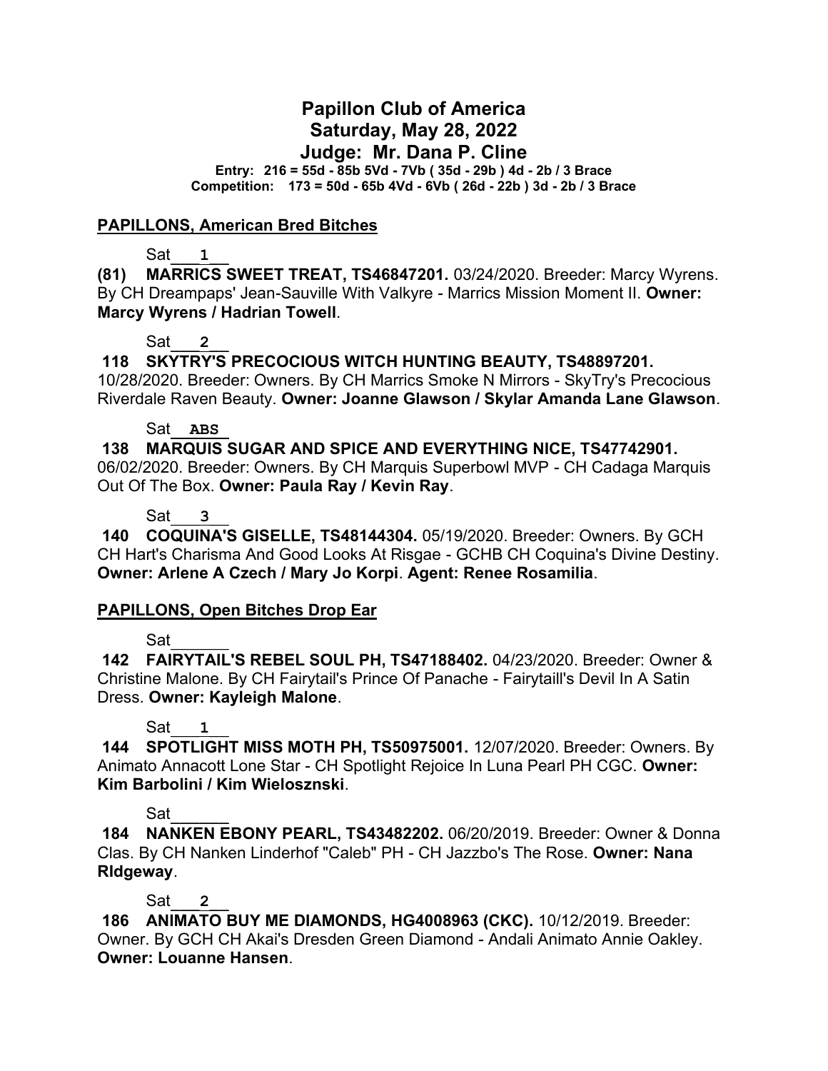# Papillon Club of America
## Saturday, May 28, 2022
## Judge: Mr. Dana P. Cline

**Entry: 216 = 55d - 85b 5Vd - 7Vb ( 35d - 29b ) 4d - 2b / 3 Brace**
**Competition: 173 = 50d - 65b 4Vd - 6Vb ( 26d - 22b ) 3d - 2b / 3 Brace**

### PAPILLONS, American Bred Bitches

Sat___1___

**(81) MARRICS SWEET TREAT, TS46847201.** 03/24/2020. Breeder: Marcy Wyrens. By CH Dreampaps' Jean-Sauville With Valkyre - Marrics Mission Moment II. **Owner: Marcy Wyrens / Hadrian Towell**.

Sat___2___

**118 SKYTRY'S PRECOCIOUS WITCH HUNTING BEAUTY, TS48897201.** 10/28/2020. Breeder: Owners. By CH Marrics Smoke N Mirrors - SkyTry's Precocious Riverdale Raven Beauty. **Owner: Joanne Glawson / Skylar Amanda Lane Glawson**.

Sat__ABS__

**138 MARQUIS SUGAR AND SPICE AND EVERYTHING NICE, TS47742901.** 06/02/2020. Breeder: Owners. By CH Marquis Superbowl MVP - CH Cadaga Marquis Out Of The Box. **Owner: Paula Ray / Kevin Ray**.

Sat___3___

**140 COQUINA'S GISELLE, TS48144304.** 05/19/2020. Breeder: Owners. By GCH CH Hart's Charisma And Good Looks At Risgae - GCHB CH Coquina's Divine Destiny. **Owner: Arlene A Czech / Mary Jo Korpi**. **Agent: Renee Rosamilia**.

### PAPILLONS, Open Bitches Drop Ear

Sat______

**142 FAIRYTAIL'S REBEL SOUL PH, TS47188402.** 04/23/2020. Breeder: Owner & Christine Malone. By CH Fairytail's Prince Of Panache - Fairytaill's Devil In A Satin Dress. **Owner: Kayleigh Malone**.

Sat___1___

**144 SPOTLIGHT MISS MOTH PH, TS50975001.** 12/07/2020. Breeder: Owners. By Animato Annacott Lone Star - CH Spotlight Rejoice In Luna Pearl PH CGC. **Owner: Kim Barbolini / Kim Wielosznski**.

Sat______

**184 NANKEN EBONY PEARL, TS43482202.** 06/20/2019. Breeder: Owner & Donna Clas. By CH Nanken Linderhof "Caleb" PH - CH Jazzbo's The Rose. **Owner: Nana RIdgeway**.

Sat___2___

**186 ANIMATO BUY ME DIAMONDS, HG4008963 (CKC).** 10/12/2019. Breeder: Owner. By GCH CH Akai's Dresden Green Diamond - Andali Animato Annie Oakley. **Owner: Louanne Hansen**.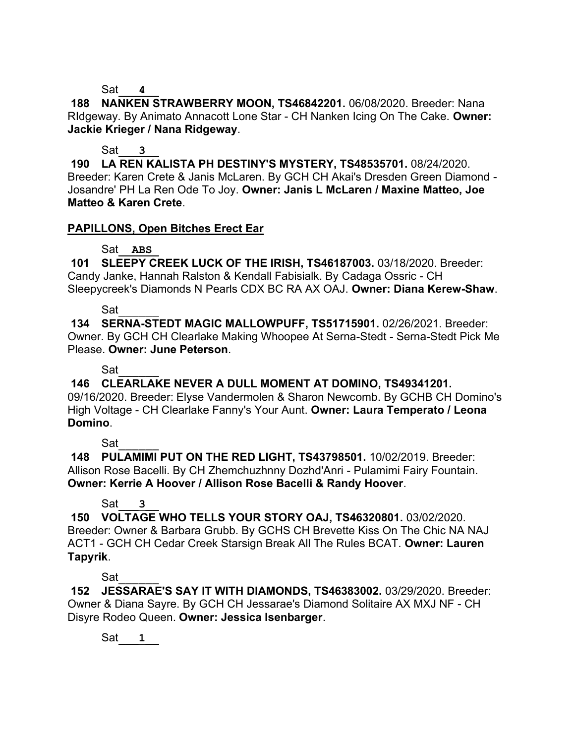Sat 4

**188 NANKEN STRAWBERRY MOON, TS46842201.** 06/08/2020. Breeder: Nana RIdgeway. By Animato Annacott Lone Star - CH Nanken Icing On The Cake. **Owner: Jackie Krieger / Nana Ridgeway**.

Sat 3

**190 LA REN KALISTA PH DESTINY'S MYSTERY, TS48535701.** 08/24/2020. Breeder: Karen Crete & Janis McLaren. By GCH CH Akai's Dresden Green Diamond - Josandre' PH La Ren Ode To Joy. **Owner: Janis L McLaren / Maxine Matteo, Joe Matteo & Karen Crete**.

**PAPILLONS, Open Bitches Erect Ear**

Sat ABS

**101 SLEEPY CREEK LUCK OF THE IRISH, TS46187003.** 03/18/2020. Breeder: Candy Janke, Hannah Ralston & Kendall Fabisialk. By Cadaga Ossric - CH Sleepycreek's Diamonds N Pearls CDX BC RA AX OAJ. **Owner: Diana Kerew-Shaw**.

Sat

**134 SERNA-STEDT MAGIC MALLOWPUFF, TS51715901.** 02/26/2021. Breeder: Owner. By GCH CH Clearlake Making Whoopee At Serna-Stedt - Serna-Stedt Pick Me Please. **Owner: June Peterson**.

Sat

**146 CLEARLAKE NEVER A DULL MOMENT AT DOMINO, TS49341201.** 09/16/2020. Breeder: Elyse Vandermolen & Sharon Newcomb. By GCHB CH Domino's High Voltage - CH Clearlake Fanny's Your Aunt. **Owner: Laura Temperato / Leona Domino**.

Sat

**148 PULAMIMI PUT ON THE RED LIGHT, TS43798501.** 10/02/2019. Breeder: Allison Rose Bacelli. By CH Zhemchuzhnny Dozhd'Anri - Pulamimi Fairy Fountain. **Owner: Kerrie A Hoover / Allison Rose Bacelli & Randy Hoover**.

Sat 3

**150 VOLTAGE WHO TELLS YOUR STORY OAJ, TS46320801.** 03/02/2020. Breeder: Owner & Barbara Grubb. By GCHS CH Brevette Kiss On The Chic NA NAJ ACT1 - GCH CH Cedar Creek Starsign Break All The Rules BCAT. **Owner: Lauren Tapyrik**.

Sat

**152 JESSARAE'S SAY IT WITH DIAMONDS, TS46383002.** 03/29/2020. Breeder: Owner & Diana Sayre. By GCH CH Jessarae's Diamond Solitaire AX MXJ NF - CH Disyre Rodeo Queen. **Owner: Jessica Isenbarger**.

Sat 1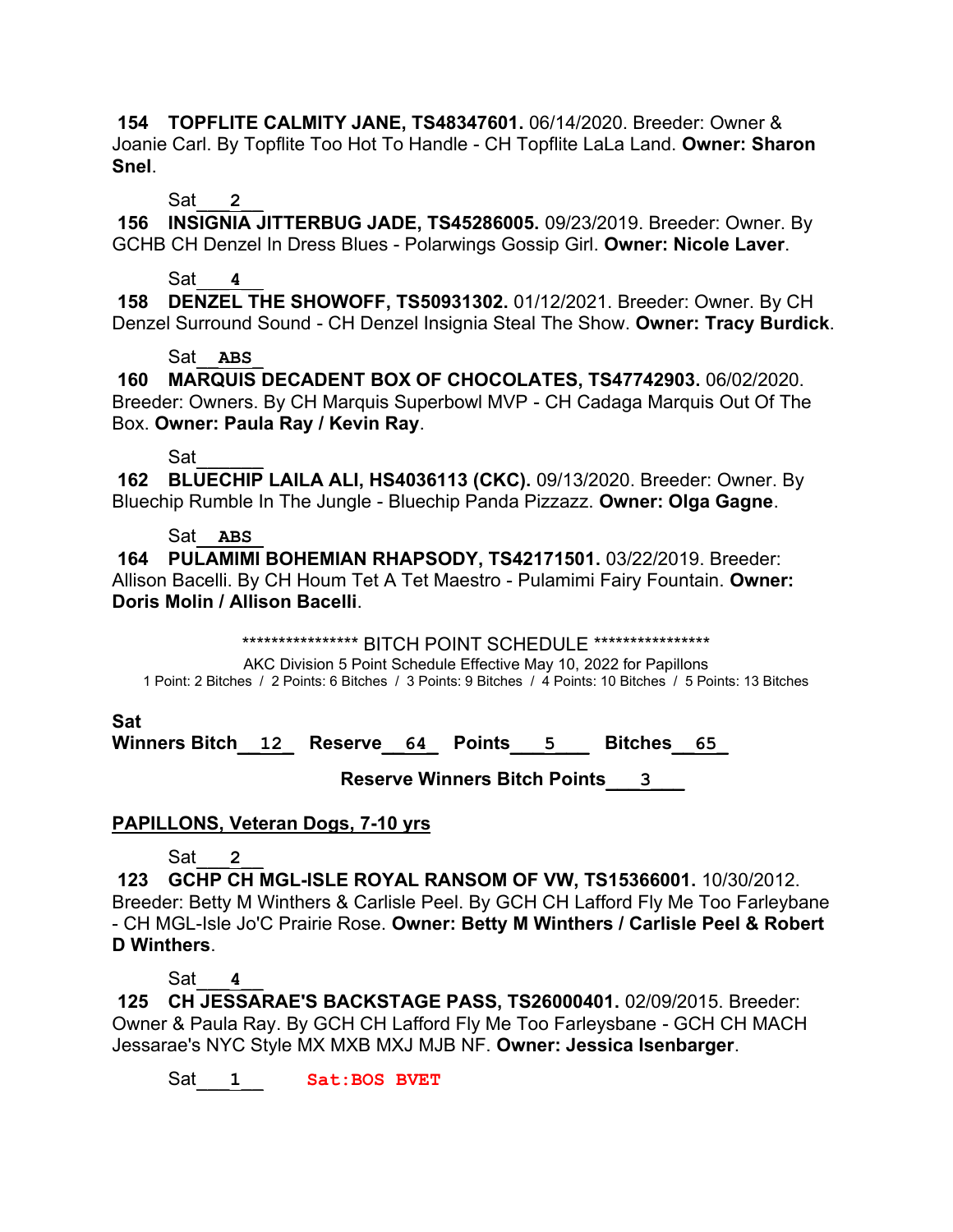**154 TOPFLITE CALMITY JANE, TS48347601.** 06/14/2020. Breeder: Owner & Joanie Carl. By Topflite Too Hot To Handle - CH Topflite LaLa Land. **Owner: Sharon Snel**.

Sat___2___

**156 INSIGNIA JITTERBUG JADE, TS45286005.** 09/23/2019. Breeder: Owner. By GCHB CH Denzel In Dress Blues - Polarwings Gossip Girl. **Owner: Nicole Laver**.

Sat___4___

**158 DENZEL THE SHOWOFF, TS50931302.** 01/12/2021. Breeder: Owner. By CH Denzel Surround Sound - CH Denzel Insignia Steal The Show. **Owner: Tracy Burdick**.

Sat__ABS__

**160 MARQUIS DECADENT BOX OF CHOCOLATES, TS47742903.** 06/02/2020. Breeder: Owners. By CH Marquis Superbowl MVP - CH Cadaga Marquis Out Of The Box. **Owner: Paula Ray / Kevin Ray**.

Sat______

**162 BLUECHIP LAILA ALI, HS4036113 (CKC).** 09/13/2020. Breeder: Owner. By Bluechip Rumble In The Jungle - Bluechip Panda Pizzazz. **Owner: Olga Gagne**.

Sat__ABS__

**164 PULAMIMI BOHEMIAN RHAPSODY, TS42171501.** 03/22/2019. Breeder: Allison Bacelli. By CH Houm Tet A Tet Maestro - Pulamimi Fairy Fountain. **Owner: Doris Molin / Allison Bacelli**.

**************** BITCH POINT SCHEDULE ****************

AKC Division 5 Point Schedule Effective May 10, 2022 for Papillons

1 Point: 2 Bitches / 2 Points: 6 Bitches / 3 Points: 9 Bitches / 4 Points: 10 Bitches / 5 Points: 13 Bitches

**Sat**

**Winners Bitch**__12__ **Reserve**__64__ **Points**___5___ **Bitches**__65__

**Reserve Winners Bitch Points**___3___

## PAPILLONS, Veteran Dogs, 7-10 yrs

Sat___2___

**123 GCHP CH MGL-ISLE ROYAL RANSOM OF VW, TS15366001.** 10/30/2012. Breeder: Betty M Winthers & Carlisle Peel. By GCH CH Lafford Fly Me Too Farleybane - CH MGL-Isle Jo'C Prairie Rose. **Owner: Betty M Winthers / Carlisle Peel & Robert D Winthers**.

Sat___4___

**125 CH JESSARAE'S BACKSTAGE PASS, TS26000401.** 02/09/2015. Breeder: Owner & Paula Ray. By GCH CH Lafford Fly Me Too Farleysbane - GCH CH MACH Jessarae's NYC Style MX MXB MXJ MJB NF. **Owner: Jessica Isenbarger**.

Sat___1___ Sat:BOS BVET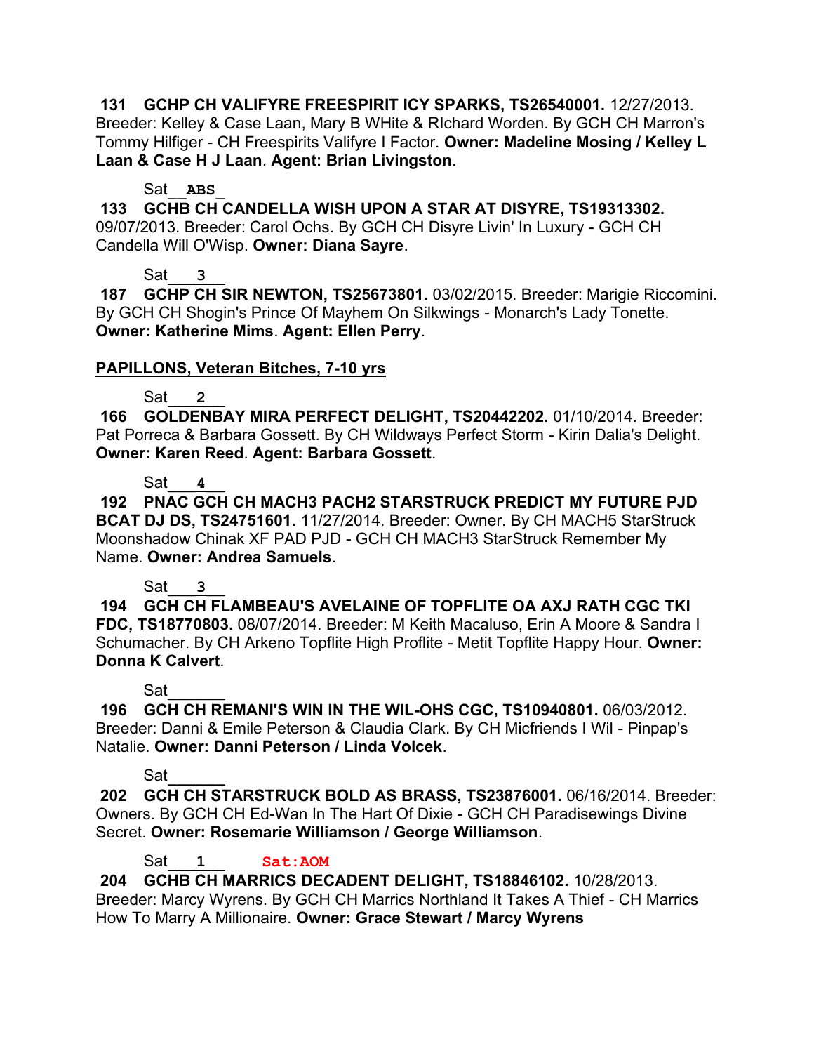**131 GCHP CH VALIFYRE FREESPIRIT ICY SPARKS, TS26540001.** 12/27/2013. Breeder: Kelley & Case Laan, Mary B WHite & RIchard Worden. By GCH CH Marron's Tommy Hilfiger - CH Freespirits Valifyre I Factor. **Owner: Madeline Mosing / Kelley L Laan & Case H J Laan**. **Agent: Brian Livingston**.

Sat__ABS__

**133 GCHB CH CANDELLA WISH UPON A STAR AT DISYRE, TS19313302.** 09/07/2013. Breeder: Carol Ochs. By GCH CH Disyre Livin' In Luxury - GCH CH Candella Will O'Wisp. **Owner: Diana Sayre**.

Sat___3___

**187 GCHP CH SIR NEWTON, TS25673801.** 03/02/2015. Breeder: Marigie Riccomini. By GCH CH Shogin's Prince Of Mayhem On Silkwings - Monarch's Lady Tonette. **Owner: Katherine Mims**. **Agent: Ellen Perry**.

**PAPILLONS, Veteran Bitches, 7-10 yrs**

Sat___2___

**166 GOLDENBAY MIRA PERFECT DELIGHT, TS20442202.** 01/10/2014. Breeder: Pat Porreca & Barbara Gossett. By CH Wildways Perfect Storm - Kirin Dalia's Delight. **Owner: Karen Reed**. **Agent: Barbara Gossett**.

Sat___4___

**192 PNAC GCH CH MACH3 PACH2 STARSTRUCK PREDICT MY FUTURE PJD BCAT DJ DS, TS24751601.** 11/27/2014. Breeder: Owner. By CH MACH5 StarStruck Moonshadow Chinak XF PAD PJD - GCH CH MACH3 StarStruck Remember My Name. **Owner: Andrea Samuels**.

Sat___3___

**194 GCH CH FLAMBEAU'S AVELAINE OF TOPFLITE OA AXJ RATH CGC TKI FDC, TS18770803.** 08/07/2014. Breeder: M Keith Macaluso, Erin A Moore & Sandra I Schumacher. By CH Arkeno Topflite High Proflite - Metit Topflite Happy Hour. **Owner: Donna K Calvert**.

Sat______

**196 GCH CH REMANI'S WIN IN THE WIL-OHS CGC, TS10940801.** 06/03/2012. Breeder: Danni & Emile Peterson & Claudia Clark. By CH Micfriends I Wil - Pinpap's Natalie. **Owner: Danni Peterson / Linda Volcek**.

Sat______

**202 GCH CH STARSTRUCK BOLD AS BRASS, TS23876001.** 06/16/2014. Breeder: Owners. By GCH CH Ed-Wan In The Hart Of Dixie - GCH CH Paradisewings Divine Secret. **Owner: Rosemarie Williamson / George Williamson**.

Sat___1___ Sat:AOM

**204 GCHB CH MARRICS DECADENT DELIGHT, TS18846102.** 10/28/2013. Breeder: Marcy Wyrens. By GCH CH Marrics Northland It Takes A Thief - CH Marrics How To Marry A Millionaire. **Owner: Grace Stewart / Marcy Wyrens**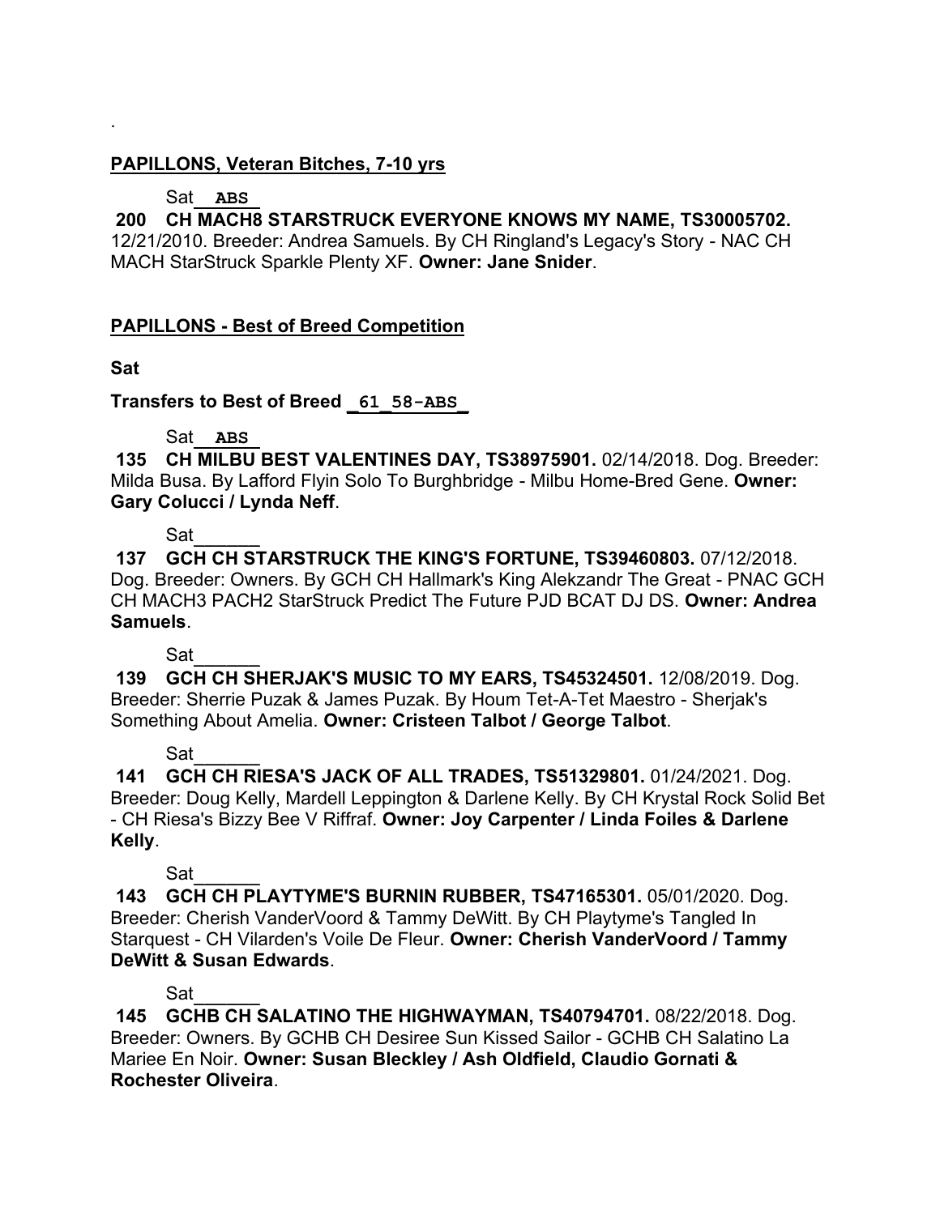.

**PAPILLONS, Veteran Bitches, 7-10 yrs**

Sat **ABS**

**200 CH MACH8 STARSTRUCK EVERYONE KNOWS MY NAME, TS30005702.** 12/21/2010. Breeder: Andrea Samuels. By CH Ringland's Legacy's Story - NAC CH MACH StarStruck Sparkle Plenty XF. **Owner: Jane Snider**.

**PAPILLONS - Best of Breed Competition**

**Sat**

**Transfers to Best of Breed _61_58-ABS_**

Sat **ABS**

**135 CH MILBU BEST VALENTINES DAY, TS38975901.** 02/14/2018. Dog. Breeder: Milda Busa. By Lafford Flyin Solo To Burghbridge - Milbu Home-Bred Gene. **Owner: Gary Colucci / Lynda Neff**.

Sat______

**137 GCH CH STARSTRUCK THE KING'S FORTUNE, TS39460803.** 07/12/2018. Dog. Breeder: Owners. By GCH CH Hallmark's King Alekzandr The Great - PNAC GCH CH MACH3 PACH2 StarStruck Predict The Future PJD BCAT DJ DS. **Owner: Andrea Samuels**.

Sat______

**139 GCH CH SHERJAK'S MUSIC TO MY EARS, TS45324501.** 12/08/2019. Dog. Breeder: Sherrie Puzak & James Puzak. By Houm Tet-A-Tet Maestro - Sherjak's Something About Amelia. **Owner: Cristeen Talbot / George Talbot**.

Sat______

**141 GCH CH RIESA'S JACK OF ALL TRADES, TS51329801.** 01/24/2021. Dog. Breeder: Doug Kelly, Mardell Leppington & Darlene Kelly. By CH Krystal Rock Solid Bet - CH Riesa's Bizzy Bee V Riffraf. **Owner: Joy Carpenter / Linda Foiles & Darlene Kelly**.

Sat______

**143 GCH CH PLAYTYME'S BURNIN RUBBER, TS47165301.** 05/01/2020. Dog. Breeder: Cherish VanderVoord & Tammy DeWitt. By CH Playtyme's Tangled In Starquest - CH Vilarden's Voile De Fleur. **Owner: Cherish VanderVoord / Tammy DeWitt & Susan Edwards**.

Sat______

**145 GCHB CH SALATINO THE HIGHWAYMAN, TS40794701.** 08/22/2018. Dog. Breeder: Owners. By GCHB CH Desiree Sun Kissed Sailor - GCHB CH Salatino La Mariee En Noir. **Owner: Susan Bleckley / Ash Oldfield, Claudio Gornati & Rochester Oliveira**.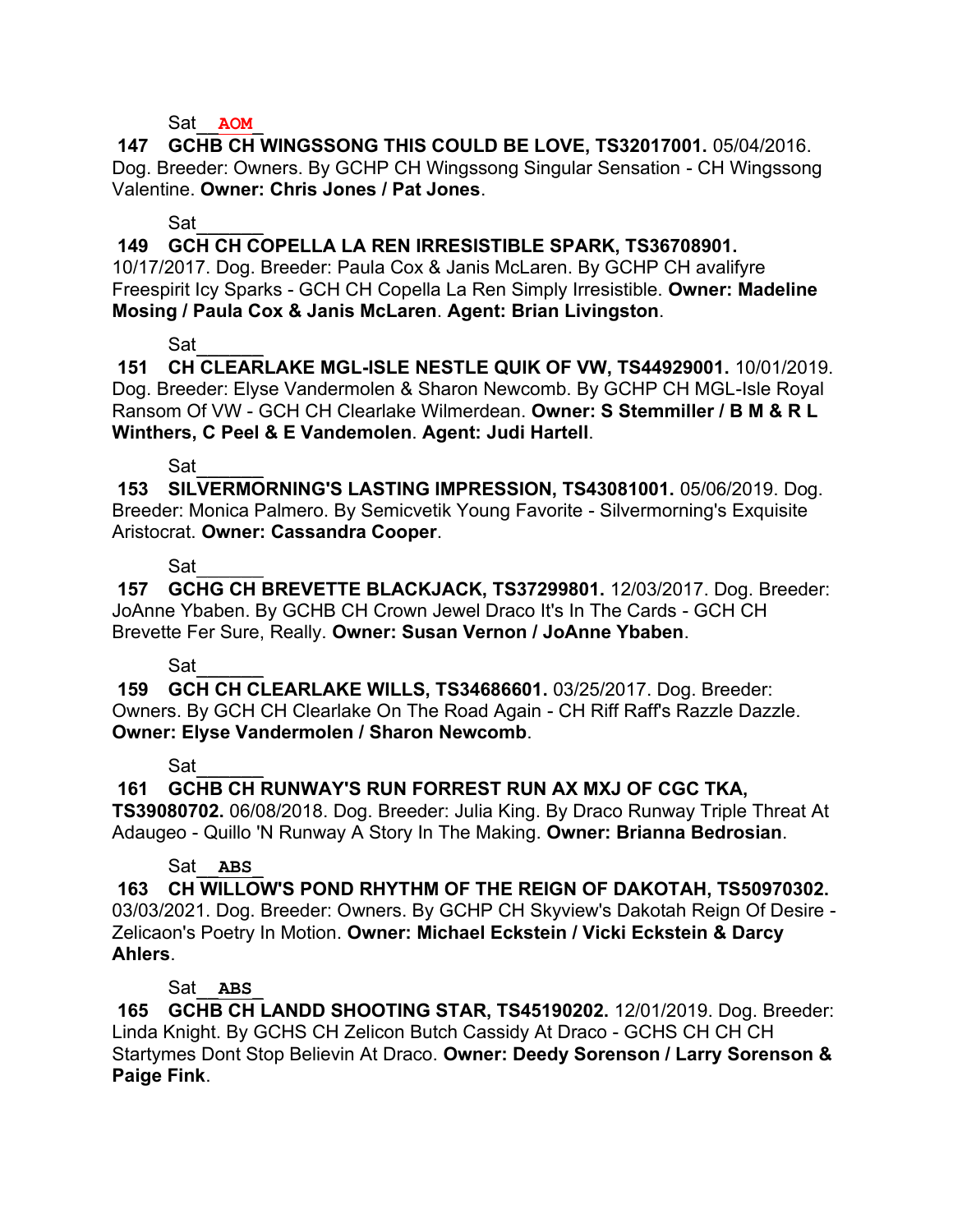Sat__AOM__

**147 GCHB CH WINGSSONG THIS COULD BE LOVE, TS32017001.** 05/04/2016. Dog. Breeder: Owners. By GCHP CH Wingssong Singular Sensation - CH Wingssong Valentine. **Owner: Chris Jones / Pat Jones**.

Sat______

**149 GCH CH COPELLA LA REN IRRESISTIBLE SPARK, TS36708901.** 10/17/2017. Dog. Breeder: Paula Cox & Janis McLaren. By GCHP CH avalifyre Freespirit Icy Sparks - GCH CH Copella La Ren Simply Irresistible. **Owner: Madeline Mosing / Paula Cox & Janis McLaren**. **Agent: Brian Livingston**.

Sat______

**151 CH CLEARLAKE MGL-ISLE NESTLE QUIK OF VW, TS44929001.** 10/01/2019. Dog. Breeder: Elyse Vandermolen & Sharon Newcomb. By GCHP CH MGL-Isle Royal Ransom Of VW - GCH CH Clearlake Wilmerdean. **Owner: S Stemmiller / B M & R L Winthers, C Peel & E Vandemolen**. **Agent: Judi Hartell**.

Sat______

**153 SILVERMORNING'S LASTING IMPRESSION, TS43081001.** 05/06/2019. Dog. Breeder: Monica Palmero. By Semicvetik Young Favorite - Silvermorning's Exquisite Aristocrat. **Owner: Cassandra Cooper**.

Sat______

**157 GCHG CH BREVETTE BLACKJACK, TS37299801.** 12/03/2017. Dog. Breeder: JoAnne Ybaben. By GCHB CH Crown Jewel Draco It's In The Cards - GCH CH Brevette Fer Sure, Really. **Owner: Susan Vernon / JoAnne Ybaben**.

Sat______

**159 GCH CH CLEARLAKE WILLS, TS34686601.** 03/25/2017. Dog. Breeder: Owners. By GCH CH Clearlake On The Road Again - CH Riff Raff's Razzle Dazzle. **Owner: Elyse Vandermolen / Sharon Newcomb**.

Sat______

**161 GCHB CH RUNWAY'S RUN FORREST RUN AX MXJ OF CGC TKA, TS39080702.** 06/08/2018. Dog. Breeder: Julia King. By Draco Runway Triple Threat At Adaugeo - Quillo 'N Runway A Story In The Making. **Owner: Brianna Bedrosian**.

Sat__ABS__

**163 CH WILLOW'S POND RHYTHM OF THE REIGN OF DAKOTAH, TS50970302.** 03/03/2021. Dog. Breeder: Owners. By GCHP CH Skyview's Dakotah Reign Of Desire - Zelicaon's Poetry In Motion. **Owner: Michael Eckstein / Vicki Eckstein & Darcy Ahlers**.

Sat__ABS__

**165 GCHB CH LANDD SHOOTING STAR, TS45190202.** 12/01/2019. Dog. Breeder: Linda Knight. By GCHS CH Zelicon Butch Cassidy At Draco - GCHS CH CH CH Startymes Dont Stop Believin At Draco. **Owner: Deedy Sorenson / Larry Sorenson & Paige Fink**.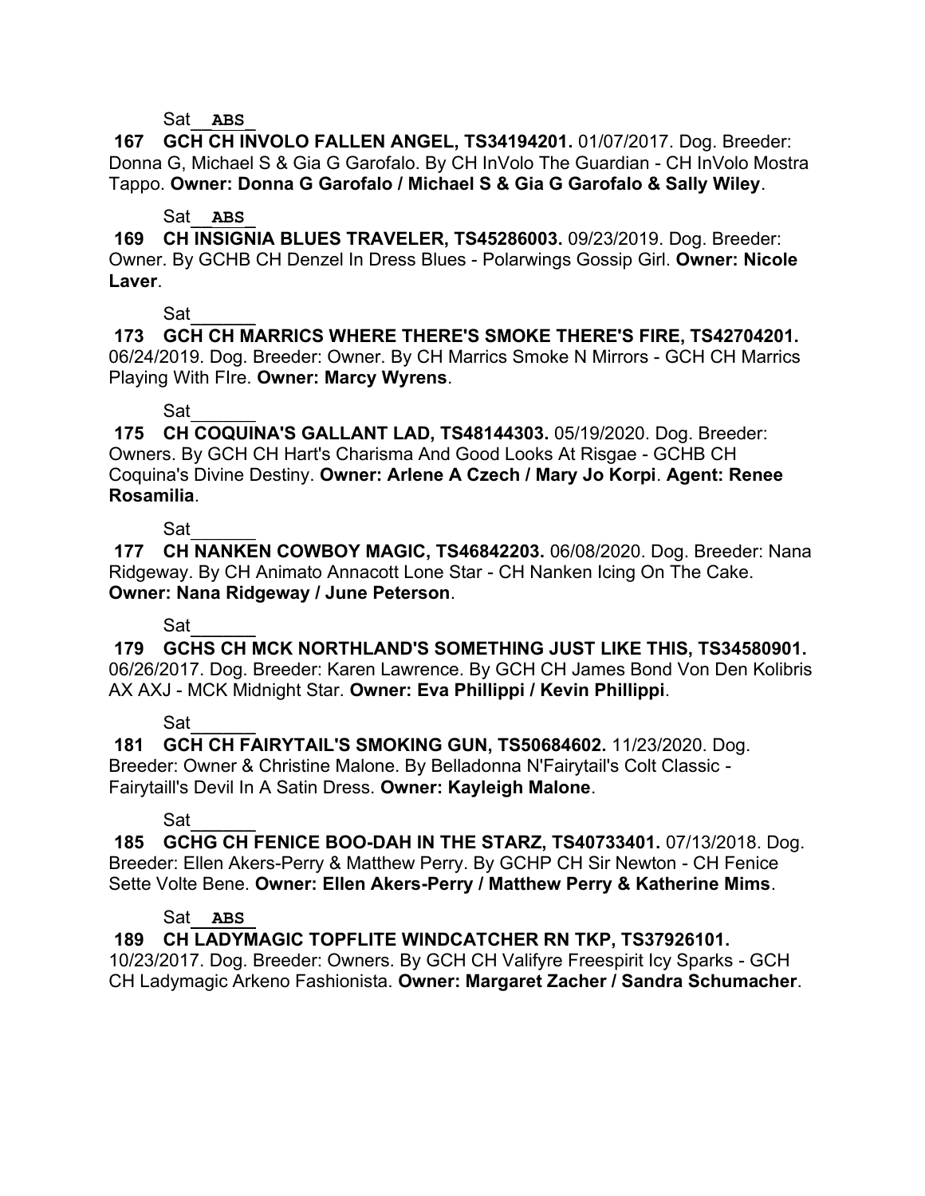Sat\_\_**ABS**\_\_

**167 GCH CH INVOLO FALLEN ANGEL, TS34194201.** 01/07/2017. Dog. Breeder: Donna G, Michael S & Gia G Garofalo. By CH InVolo The Guardian - CH InVolo Mostra Tappo. **Owner: Donna G Garofalo / Michael S & Gia G Garofalo & Sally Wiley**.

Sat\_\_**ABS**\_\_

**169 CH INSIGNIA BLUES TRAVELER, TS45286003.** 09/23/2019. Dog. Breeder: Owner. By GCHB CH Denzel In Dress Blues - Polarwings Gossip Girl. **Owner: Nicole Laver**.

Sat\_\_\_\_\_\_

**173 GCH CH MARRICS WHERE THERE'S SMOKE THERE'S FIRE, TS42704201.** 06/24/2019. Dog. Breeder: Owner. By CH Marrics Smoke N Mirrors - GCH CH Marrics Playing With FIre. **Owner: Marcy Wyrens**.

Sat\_\_\_\_\_\_

**175 CH COQUINA'S GALLANT LAD, TS48144303.** 05/19/2020. Dog. Breeder: Owners. By GCH CH Hart's Charisma And Good Looks At Risgae - GCHB CH Coquina's Divine Destiny. **Owner: Arlene A Czech / Mary Jo Korpi**. **Agent: Renee Rosamilia**.

Sat\_\_\_\_\_\_

**177 CH NANKEN COWBOY MAGIC, TS46842203.** 06/08/2020. Dog. Breeder: Nana Ridgeway. By CH Animato Annacott Lone Star - CH Nanken Icing On The Cake. **Owner: Nana Ridgeway / June Peterson**.

Sat\_\_\_\_\_\_

**179 GCHS CH MCK NORTHLAND'S SOMETHING JUST LIKE THIS, TS34580901.** 06/26/2017. Dog. Breeder: Karen Lawrence. By GCH CH James Bond Von Den Kolibris AX AXJ - MCK Midnight Star. **Owner: Eva Phillippi / Kevin Phillippi**.

Sat\_\_\_\_\_\_

**181 GCH CH FAIRYTAIL'S SMOKING GUN, TS50684602.** 11/23/2020. Dog. Breeder: Owner & Christine Malone. By Belladonna N'Fairytail's Colt Classic - Fairytaill's Devil In A Satin Dress. **Owner: Kayleigh Malone**.

Sat\_\_\_\_\_\_

**185 GCHG CH FENICE BOO-DAH IN THE STARZ, TS40733401.** 07/13/2018. Dog. Breeder: Ellen Akers-Perry & Matthew Perry. By GCHP CH Sir Newton - CH Fenice Sette Volte Bene. **Owner: Ellen Akers-Perry / Matthew Perry & Katherine Mims**.

Sat\_\_**ABS**\_\_

**189 CH LADYMAGIC TOPFLITE WINDCATCHER RN TKP, TS37926101.** 10/23/2017. Dog. Breeder: Owners. By GCH CH Valifyre Freespirit Icy Sparks - GCH CH Ladymagic Arkeno Fashionista. **Owner: Margaret Zacher / Sandra Schumacher**.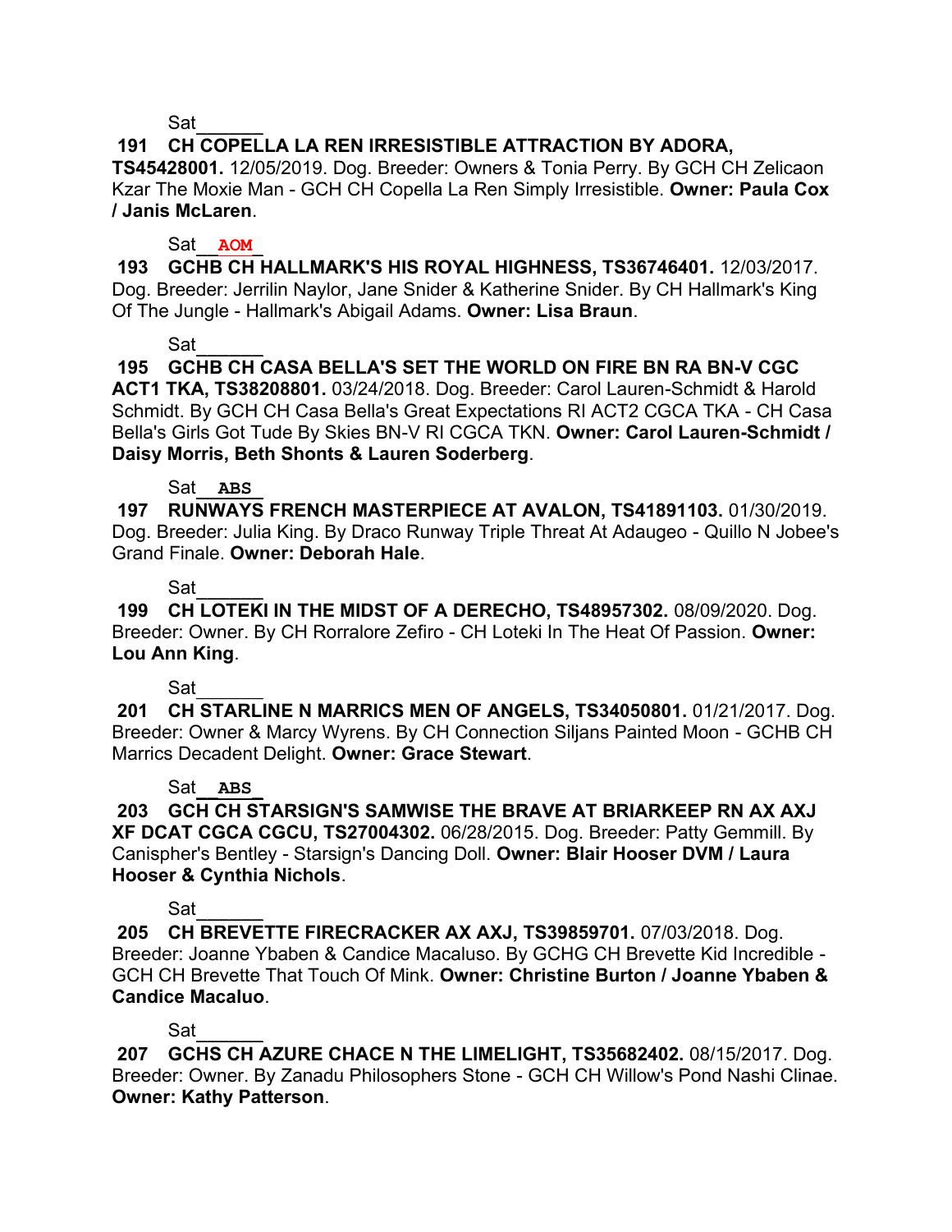Sat______

**191 CH COPELLA LA REN IRRESISTIBLE ATTRACTION BY ADORA, TS45428001.** 12/05/2019. Dog. Breeder: Owners & Tonia Perry. By GCH CH Zelicaon Kzar The Moxie Man - GCH CH Copella La Ren Simply Irresistible. **Owner: Paula Cox / Janis McLaren**.

Sat__**AOM**__

**193 GCHB CH HALLMARK'S HIS ROYAL HIGHNESS, TS36746401.** 12/03/2017. Dog. Breeder: Jerrilin Naylor, Jane Snider & Katherine Snider. By CH Hallmark's King Of The Jungle - Hallmark's Abigail Adams. **Owner: Lisa Braun**.

Sat______

**195 GCHB CH CASA BELLA'S SET THE WORLD ON FIRE BN RA BN-V CGC ACT1 TKA, TS38208801.** 03/24/2018. Dog. Breeder: Carol Lauren-Schmidt & Harold Schmidt. By GCH CH Casa Bella's Great Expectations RI ACT2 CGCA TKA - CH Casa Bella's Girls Got Tude By Skies BN-V RI CGCA TKN. **Owner: Carol Lauren-Schmidt / Daisy Morris, Beth Shonts & Lauren Soderberg**.

Sat__**ABS**__

**197 RUNWAYS FRENCH MASTERPIECE AT AVALON, TS41891103.** 01/30/2019. Dog. Breeder: Julia King. By Draco Runway Triple Threat At Adaugeo - Quillo N Jobee's Grand Finale. **Owner: Deborah Hale**.

Sat______

**199 CH LOTEKI IN THE MIDST OF A DERECHO, TS48957302.** 08/09/2020. Dog. Breeder: Owner. By CH Rorralore Zefiro - CH Loteki In The Heat Of Passion. **Owner: Lou Ann King**.

Sat______

**201 CH STARLINE N MARRICS MEN OF ANGELS, TS34050801.** 01/21/2017. Dog. Breeder: Owner & Marcy Wyrens. By CH Connection Siljans Painted Moon - GCHB CH Marrics Decadent Delight. **Owner: Grace Stewart**.

Sat__**ABS**__

**203 GCH CH STARSIGN'S SAMWISE THE BRAVE AT BRIARKEEP RN AX AXJ XF DCAT CGCA CGCU, TS27004302.** 06/28/2015. Dog. Breeder: Patty Gemmill. By Canispher's Bentley - Starsign's Dancing Doll. **Owner: Blair Hooser DVM / Laura Hooser & Cynthia Nichols**.

Sat______

**205 CH BREVETTE FIRECRACKER AX AXJ, TS39859701.** 07/03/2018. Dog. Breeder: Joanne Ybaben & Candice Macaluso. By GCHG CH Brevette Kid Incredible - GCH CH Brevette That Touch Of Mink. **Owner: Christine Burton / Joanne Ybaben & Candice Macaluo**.

Sat______

**207 GCHS CH AZURE CHACE N THE LIMELIGHT, TS35682402.** 08/15/2017. Dog. Breeder: Owner. By Zanadu Philosophers Stone - GCH CH Willow's Pond Nashi Clinae. **Owner: Kathy Patterson**.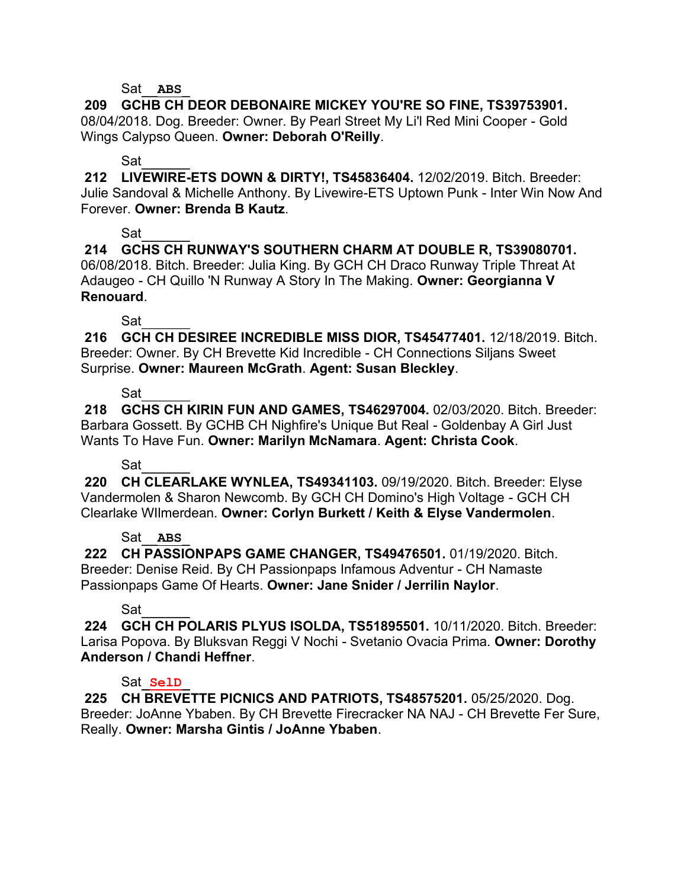Sat__ABS__

**209 GCHB CH DEOR DEBONAIRE MICKEY YOU'RE SO FINE, TS39753901.** 08/04/2018. Dog. Breeder: Owner. By Pearl Street My Li'l Red Mini Cooper - Gold Wings Calypso Queen. **Owner: Deborah O'Reilly**.

Sat______

**212 LIVEWIRE-ETS DOWN & DIRTY!, TS45836404.** 12/02/2019. Bitch. Breeder: Julie Sandoval & Michelle Anthony. By Livewire-ETS Uptown Punk - Inter Win Now And Forever. **Owner: Brenda B Kautz**.

Sat______

**214 GCHS CH RUNWAY'S SOUTHERN CHARM AT DOUBLE R, TS39080701.** 06/08/2018. Bitch. Breeder: Julia King. By GCH CH Draco Runway Triple Threat At Adaugeo - CH Quillo 'N Runway A Story In The Making. **Owner: Georgianna V Renouard**.

Sat______

**216 GCH CH DESIREE INCREDIBLE MISS DIOR, TS45477401.** 12/18/2019. Bitch. Breeder: Owner. By CH Brevette Kid Incredible - CH Connections Siljans Sweet Surprise. **Owner: Maureen McGrath**. **Agent: Susan Bleckley**.

Sat______

**218 GCHS CH KIRIN FUN AND GAMES, TS46297004.** 02/03/2020. Bitch. Breeder: Barbara Gossett. By GCHB CH Nighfire's Unique But Real - Goldenbay A Girl Just Wants To Have Fun. **Owner: Marilyn McNamara**. **Agent: Christa Cook**.

Sat______

**220 CH CLEARLAKE WYNLEA, TS49341103.** 09/19/2020. Bitch. Breeder: Elyse Vandermolen & Sharon Newcomb. By GCH CH Domino's High Voltage - GCH CH Clearlake WIlmerdean. **Owner: Corlyn Burkett / Keith & Elyse Vandermolen**.

Sat__ABS__

**222 CH PASSIONPAPS GAME CHANGER, TS49476501.** 01/19/2020. Bitch. Breeder: Denise Reid. By CH Passionpaps Infamous Adventur - CH Namaste Passionpaps Game Of Hearts. **Owner: Jane Snider / Jerrilin Naylor**.

Sat______

**224 GCH CH POLARIS PLYUS ISOLDA, TS51895501.** 10/11/2020. Bitch. Breeder: Larisa Popova. By Bluksvan Reggi V Nochi - Svetanio Ovacia Prima. **Owner: Dorothy Anderson / Chandi Heffner**.

Sat_SelD_

**225 CH BREVETTE PICNICS AND PATRIOTS, TS48575201.** 05/25/2020. Dog. Breeder: JoAnne Ybaben. By CH Brevette Firecracker NA NAJ - CH Brevette Fer Sure, Really. **Owner: Marsha Gintis / JoAnne Ybaben**.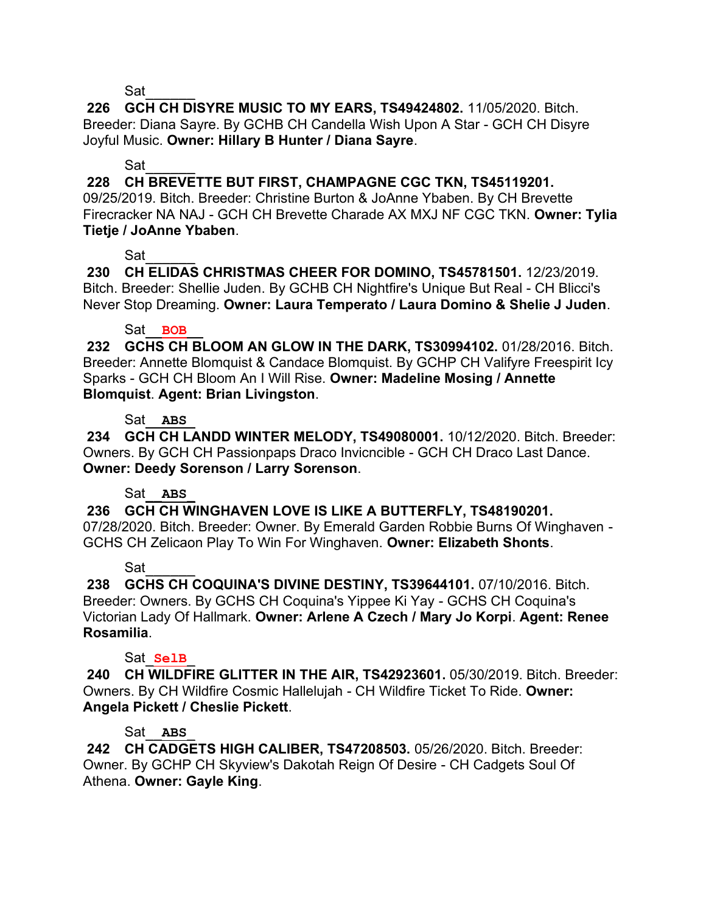Sat______

**226 GCH CH DISYRE MUSIC TO MY EARS, TS49424802.** 11/05/2020. Bitch. Breeder: Diana Sayre. By GCHB CH Candella Wish Upon A Star - GCH CH Disyre Joyful Music. **Owner: Hillary B Hunter / Diana Sayre**.

Sat______

**228 CH BREVETTE BUT FIRST, CHAMPAGNE CGC TKN, TS45119201.** 09/25/2019. Bitch. Breeder: Christine Burton & JoAnne Ybaben. By CH Brevette Firecracker NA NAJ - GCH CH Brevette Charade AX MXJ NF CGC TKN. **Owner: Tylia Tietje / JoAnne Ybaben**.

Sat______

**230 CH ELIDAS CHRISTMAS CHEER FOR DOMINO, TS45781501.** 12/23/2019. Bitch. Breeder: Shellie Juden. By GCHB CH Nightfire's Unique But Real - CH Blicci's Never Stop Dreaming. **Owner: Laura Temperato / Laura Domino & Shelie J Juden**.

Sat__**BOB**__

**232 GCHS CH BLOOM AN GLOW IN THE DARK, TS30994102.** 01/28/2016. Bitch. Breeder: Annette Blomquist & Candace Blomquist. By GCHP CH Valifyre Freespirit Icy Sparks - GCH CH Bloom An I Will Rise. **Owner: Madeline Mosing / Annette Blomquist**. **Agent: Brian Livingston**.

Sat__**ABS**__

**234 GCH CH LANDD WINTER MELODY, TS49080001.** 10/12/2020. Bitch. Breeder: Owners. By GCH CH Passionpaps Draco Invicncible - GCH CH Draco Last Dance. **Owner: Deedy Sorenson / Larry Sorenson**.

Sat__**ABS**__

**236 GCH CH WINGHAVEN LOVE IS LIKE A BUTTERFLY, TS48190201.** 07/28/2020. Bitch. Breeder: Owner. By Emerald Garden Robbie Burns Of Winghaven - GCHS CH Zelicaon Play To Win For Winghaven. **Owner: Elizabeth Shonts**.

Sat______

**238 GCHS CH COQUINA'S DIVINE DESTINY, TS39644101.** 07/10/2016. Bitch. Breeder: Owners. By GCHS CH Coquina's Yippee Ki Yay - GCHS CH Coquina's Victorian Lady Of Hallmark. **Owner: Arlene A Czech / Mary Jo Korpi**. **Agent: Renee Rosamilia**.

Sat_**SelB**_

**240 CH WILDFIRE GLITTER IN THE AIR, TS42923601.** 05/30/2019. Bitch. Breeder: Owners. By CH Wildfire Cosmic Hallelujah - CH Wildfire Ticket To Ride. **Owner: Angela Pickett / Cheslie Pickett**.

Sat__**ABS**__

**242 CH CADGETS HIGH CALIBER, TS47208503.** 05/26/2020. Bitch. Breeder: Owner. By GCHP CH Skyview's Dakotah Reign Of Desire - CH Cadgets Soul Of Athena. **Owner: Gayle King**.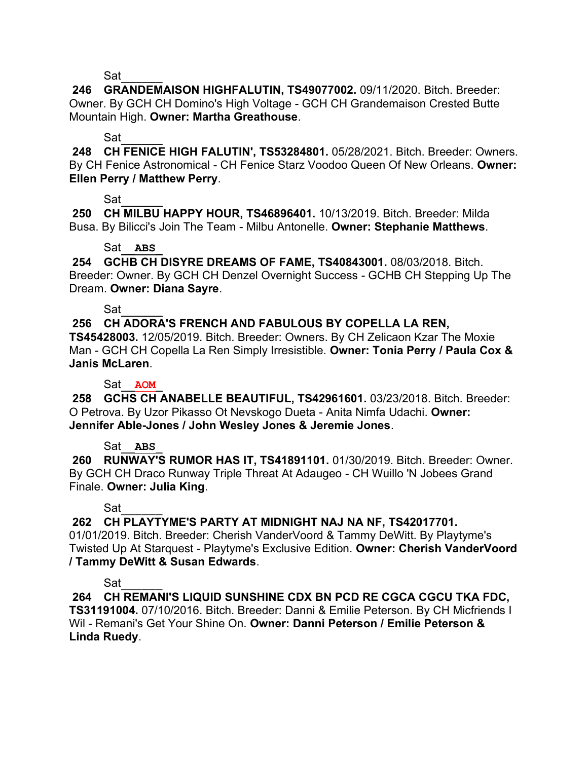Sat______

**246 GRANDEMAISON HIGHFALUTIN, TS49077002.** 09/11/2020. Bitch. Breeder: Owner. By GCH CH Domino's High Voltage - GCH CH Grandemaison Crested Butte Mountain High. **Owner: Martha Greathouse**.

Sat______

**248 CH FENICE HIGH FALUTIN', TS53284801.** 05/28/2021. Bitch. Breeder: Owners. By CH Fenice Astronomical - CH Fenice Starz Voodoo Queen Of New Orleans. **Owner: Ellen Perry / Matthew Perry**.

Sat______

**250 CH MILBU HAPPY HOUR, TS46896401.** 10/13/2019. Bitch. Breeder: Milda Busa. By Bilicci's Join The Team - Milbu Antonelle. **Owner: Stephanie Matthews**.

Sat__**ABS**__

**254 GCHB CH DISYRE DREAMS OF FAME, TS40843001.** 08/03/2018. Bitch. Breeder: Owner. By GCH CH Denzel Overnight Success - GCHB CH Stepping Up The Dream. **Owner: Diana Sayre**.

Sat______

**256 CH ADORA'S FRENCH AND FABULOUS BY COPELLA LA REN, TS45428003.** 12/05/2019. Bitch. Breeder: Owners. By CH Zelicaon Kzar The Moxie Man - GCH CH Copella La Ren Simply Irresistible. **Owner: Tonia Perry / Paula Cox & Janis McLaren**.

Sat__**AOM**__

**258 GCHS CH ANABELLE BEAUTIFUL, TS42961601.** 03/23/2018. Bitch. Breeder: O Petrova. By Uzor Pikasso Ot Nevskogo Dueta - Anita Nimfa Udachi. **Owner: Jennifer Able-Jones / John Wesley Jones & Jeremie Jones**.

Sat__**ABS**__

**260 RUNWAY'S RUMOR HAS IT, TS41891101.** 01/30/2019. Bitch. Breeder: Owner. By GCH CH Draco Runway Triple Threat At Adaugeo - CH Wuillo 'N Jobees Grand Finale. **Owner: Julia King**.

Sat______

**262 CH PLAYTYME'S PARTY AT MIDNIGHT NAJ NA NF, TS42017701.** 01/01/2019. Bitch. Breeder: Cherish VanderVoord & Tammy DeWitt. By Playtyme's Twisted Up At Starquest - Playtyme's Exclusive Edition. **Owner: Cherish VanderVoord / Tammy DeWitt & Susan Edwards**.

Sat______

**264 CH REMANI'S LIQUID SUNSHINE CDX BN PCD RE CGCA CGCU TKA FDC, TS31191004.** 07/10/2016. Bitch. Breeder: Danni & Emilie Peterson. By CH Micfriends I Wil - Remani's Get Your Shine On. **Owner: Danni Peterson / Emilie Peterson & Linda Ruedy**.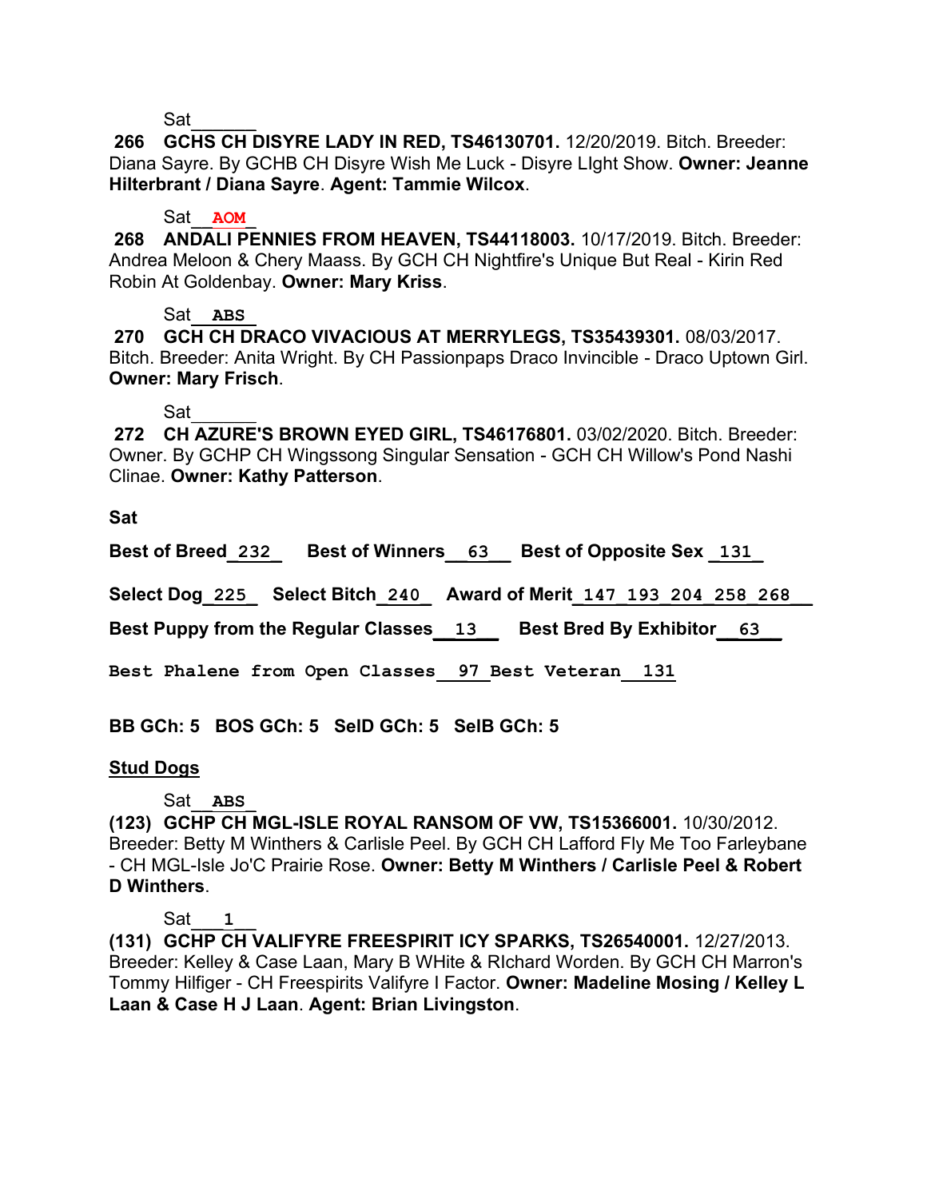Sat______

**266 GCHS CH DISYRE LADY IN RED, TS46130701.** 12/20/2019. Bitch. Breeder: Diana Sayre. By GCHB CH Disyre Wish Me Luck - Disyre LIght Show. **Owner: Jeanne Hilterbrant / Diana Sayre**. **Agent: Tammie Wilcox**.

Sat__AOM_

**268 ANDALI PENNIES FROM HEAVEN, TS44118003.** 10/17/2019. Bitch. Breeder: Andrea Meloon & Chery Maass. By GCH CH Nightfire's Unique But Real - Kirin Red Robin At Goldenbay. **Owner: Mary Kriss**.

Sat__ABS_

**270 GCH CH DRACO VIVACIOUS AT MERRYLEGS, TS35439301.** 08/03/2017. Bitch. Breeder: Anita Wright. By CH Passionpaps Draco Invincible - Draco Uptown Girl. **Owner: Mary Frisch**.

Sat______

**272 CH AZURE'S BROWN EYED GIRL, TS46176801.** 03/02/2020. Bitch. Breeder: Owner. By GCHP CH Wingssong Singular Sensation - GCH CH Willow's Pond Nashi Clinae. **Owner: Kathy Patterson**.

**Sat**

**Best of Breed**_232_ **Best of Winners**__63__ **Best of Opposite Sex** _131_

**Select Dog**_225_ **Select Bitch**_240_ **Award of Merit**_147_193_204_258_268__

**Best Puppy from the Regular Classes**__13__ **Best Bred By Exhibitor**__63__

**Best Phalene from Open Classes**__97_ **Best Veteran**__131

**BB GCh: 5 BOS GCh: 5 SelD GCh: 5 SelB GCh: 5**

**Stud Dogs**

Sat__ABS_

**(123) GCHP CH MGL-ISLE ROYAL RANSOM OF VW, TS15366001.** 10/30/2012. Breeder: Betty M Winthers & Carlisle Peel. By GCH CH Lafford Fly Me Too Farleybane - CH MGL-Isle Jo'C Prairie Rose. **Owner: Betty M Winthers / Carlisle Peel & Robert D Winthers**.

Sat___1___

**(131) GCHP CH VALIFYRE FREESPIRIT ICY SPARKS, TS26540001.** 12/27/2013. Breeder: Kelley & Case Laan, Mary B WHite & RIchard Worden. By GCH CH Marron's Tommy Hilfiger - CH Freespirits Valifyre I Factor. **Owner: Madeline Mosing / Kelley L Laan & Case H J Laan**. **Agent: Brian Livingston**.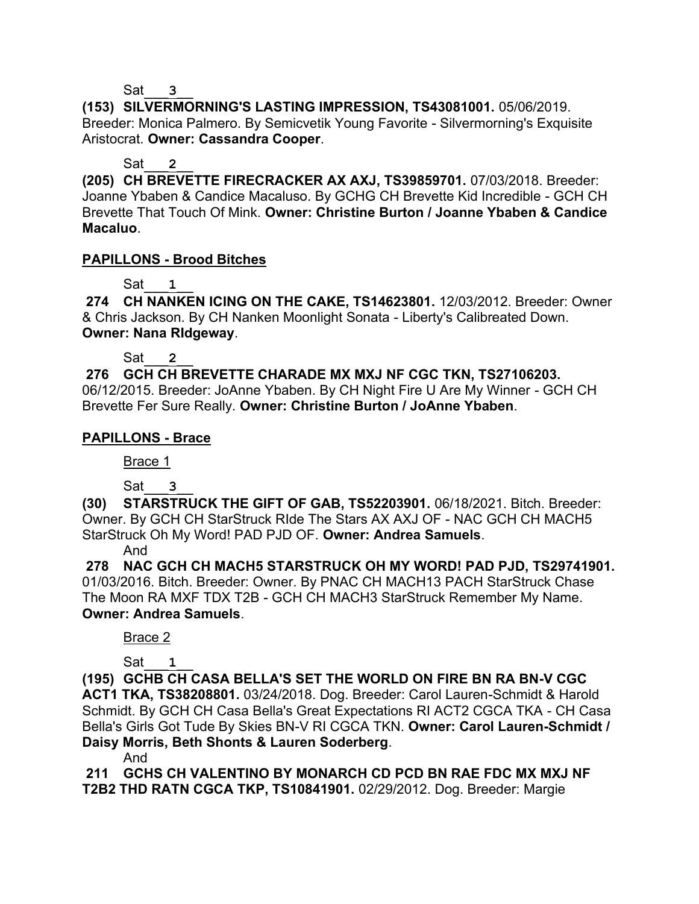Sat ___3___

**(153) SILVERMORNING'S LASTING IMPRESSION, TS43081001.** 05/06/2019. Breeder: Monica Palmero. By Semicvetik Young Favorite - Silvermorning's Exquisite Aristocrat. **Owner: Cassandra Cooper**.

Sat ___2___

**(205) CH BREVETTE FIRECRACKER AX AXJ, TS39859701.** 07/03/2018. Breeder: Joanne Ybaben & Candice Macaluso. By GCHG CH Brevette Kid Incredible - GCH CH Brevette That Touch Of Mink. **Owner: Christine Burton / Joanne Ybaben & Candice Macaluo**.

**PAPILLONS - Brood Bitches**

Sat ___1___

**274 CH NANKEN ICING ON THE CAKE, TS14623801.** 12/03/2012. Breeder: Owner & Chris Jackson. By CH Nanken Moonlight Sonata - Liberty's Calibreated Down. **Owner: Nana RIdgeway**.

Sat ___2___

**276 GCH CH BREVETTE CHARADE MX MXJ NF CGC TKN, TS27106203.** 06/12/2015. Breeder: JoAnne Ybaben. By CH Night Fire U Are My Winner - GCH CH Brevette Fer Sure Really. **Owner: Christine Burton / JoAnne Ybaben**.

**PAPILLONS - Brace**

Brace 1

Sat ___3___

**(30) STARSTRUCK THE GIFT OF GAB, TS52203901.** 06/18/2021. Bitch. Breeder: Owner. By GCH CH StarStruck RIde The Stars AX AXJ OF - NAC GCH CH MACH5 StarStruck Oh My Word! PAD PJD OF. **Owner: Andrea Samuels**.

And

**278 NAC GCH CH MACH5 STARSTRUCK OH MY WORD! PAD PJD, TS29741901.** 01/03/2016. Bitch. Breeder: Owner. By PNAC CH MACH13 PACH StarStruck Chase The Moon RA MXF TDX T2B - GCH CH MACH3 StarStruck Remember My Name. **Owner: Andrea Samuels**.

Brace 2

Sat ___1___

**(195) GCHB CH CASA BELLA'S SET THE WORLD ON FIRE BN RA BN-V CGC ACT1 TKA, TS38208801.** 03/24/2018. Dog. Breeder: Carol Lauren-Schmidt & Harold Schmidt. By GCH CH Casa Bella's Great Expectations RI ACT2 CGCA TKA - CH Casa Bella's Girls Got Tude By Skies BN-V RI CGCA TKN. **Owner: Carol Lauren-Schmidt / Daisy Morris, Beth Shonts & Lauren Soderberg**.

And

**211 GCHS CH VALENTINO BY MONARCH CD PCD BN RAE FDC MX MXJ NF T2B2 THD RATN CGCA TKP, TS10841901.** 02/29/2012. Dog. Breeder: Margie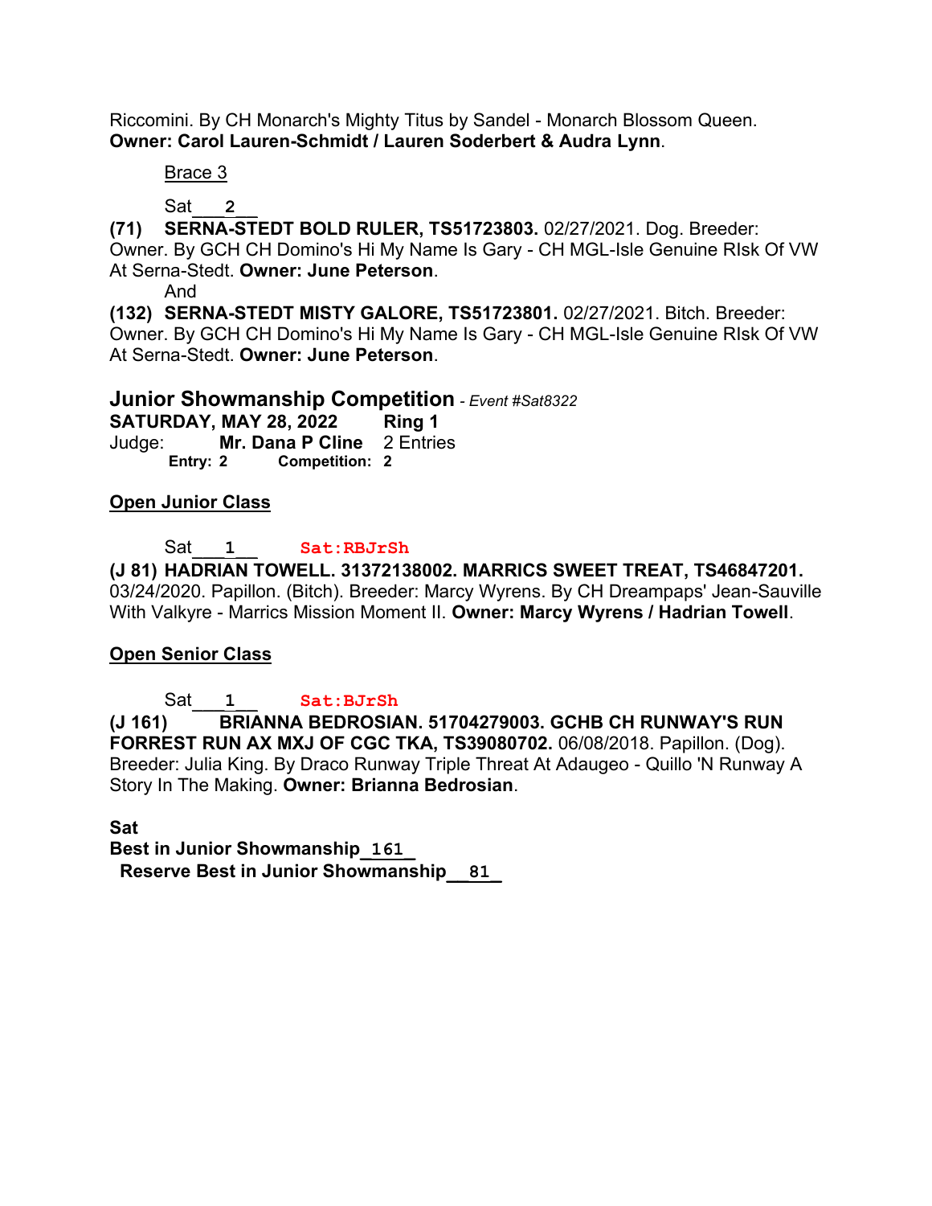Riccomini. By CH Monarch's Mighty Titus by Sandel - Monarch Blossom Queen. **Owner: Carol Lauren-Schmidt / Lauren Soderbert & Audra Lynn**.

Brace 3

Sat ___2___

**(71) SERNA-STEDT BOLD RULER, TS51723803.** 02/27/2021. Dog. Breeder: Owner. By GCH CH Domino's Hi My Name Is Gary - CH MGL-Isle Genuine RIsk Of VW At Serna-Stedt. **Owner: June Peterson**.

And

**(132) SERNA-STEDT MISTY GALORE, TS51723801.** 02/27/2021. Bitch. Breeder: Owner. By GCH CH Domino's Hi My Name Is Gary - CH MGL-Isle Genuine RIsk Of VW At Serna-Stedt. **Owner: June Peterson**.

## Junior Showmanship Competition - *Event #Sat8322*

**SATURDAY, MAY 28, 2022 Ring 1**
Judge: **Mr. Dana P Cline** 2 Entries
**Entry: 2 Competition: 2**

**Open Junior Class**

Sat ___1___ **Sat:RBJrSh**

**(J 81) HADRIAN TOWELL. 31372138002. MARRICS SWEET TREAT, TS46847201.** 03/24/2020. Papillon. (Bitch). Breeder: Marcy Wyrens. By CH Dreampaps' Jean-Sauville With Valkyre - Marrics Mission Moment II. **Owner: Marcy Wyrens / Hadrian Towell**.

**Open Senior Class**

Sat ___1___ **Sat:BJrSh**

**(J 161) BRIANNA BEDROSIAN. 51704279003. GCHB CH RUNWAY'S RUN FORREST RUN AX MXJ OF CGC TKA, TS39080702.** 06/08/2018. Papillon. (Dog). Breeder: Julia King. By Draco Runway Triple Threat At Adaugeo - Quillo 'N Runway A Story In The Making. **Owner: Brianna Bedrosian**.

**Sat**
**Best in Junior Showmanship** ___161___
**Reserve Best in Junior Showmanship** ___81___